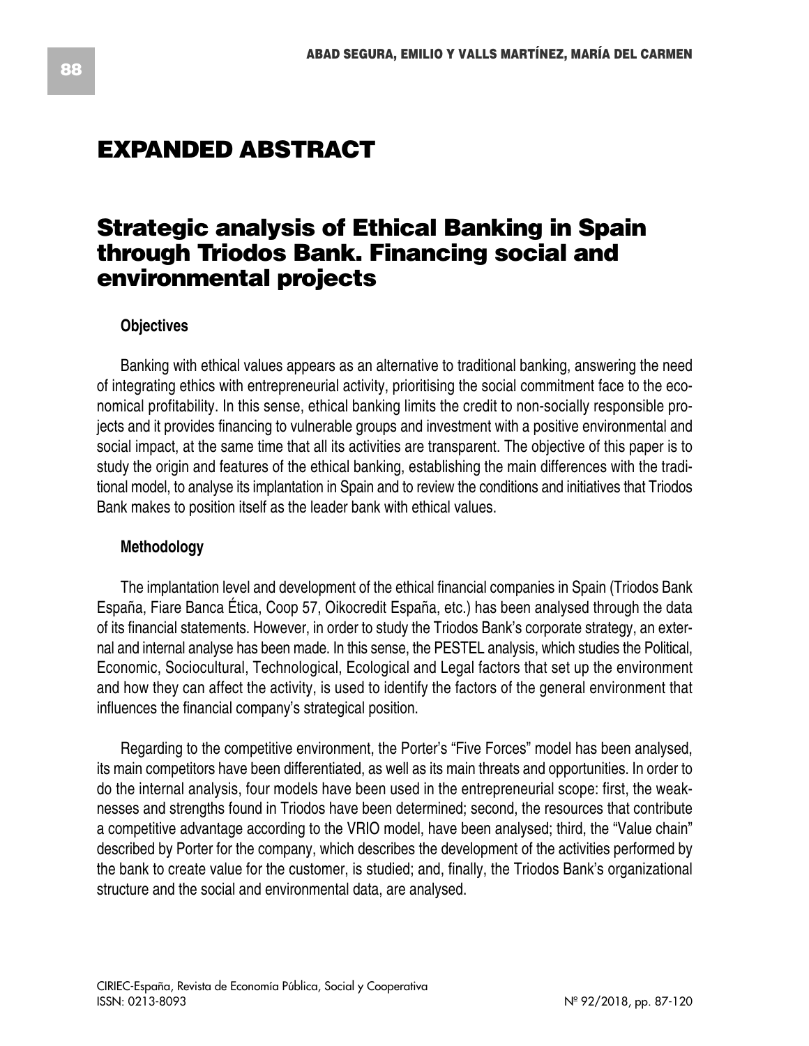# EXPANDED ABSTRACT

## Strategic analysis of Ethical Banking in Spain through Triodos Bank. Financing social and environmental projects

### Objectives

Banking with ethical values appears as an alternative to traditional banking, answering the need of integrating ethics with entrepreneurial activity, prioritising the social commitment face to the economical profitability. In this sense, ethical banking limits the credit to non-socially responsible projects and it provides financing to vulnerable groups and investment with a positive environmental and social impact, at the same time that all its activities are transparent. The objective of this paper is to study the origin and features of the ethical banking, establishing the main differences with the traditional model, to analyse its implantation in Spain and to review the conditions and initiatives that Triodos Bank makes to position itself as the leader bank with ethical values.

### Methodology

The implantation level and development of the ethical financial companies in Spain (Triodos Bank España, Fiare Banca Ética, Coop 57, Oikocredit España, etc.) has been analysed through the data of its financial statements. However, in order to study the Triodos Bank's corporate strategy, an external and internal analyse has been made. In this sense, the PESTEL analysis, which studies the Political, Economic, Sociocultural, Technological, Ecological and Legal factors that set up the environment and how they can affect the activity, is used to identify the factors of the general environment that influences the financial company's strategical position.

Regarding to the competitive environment, the Porter's "Five Forces" model has been analysed, its main competitors have been differentiated, as well as its main threats and opportunities. In order to do the internal analysis, four models have been used in the entrepreneurial scope: first, the weaknesses and strengths found in Triodos have been determined; second, the resources that contribute a competitive advantage according to the VRIO model, have been analysed; third, the "Value chain" described by Porter for the company, which describes the development of the activities performed by the bank to create value for the customer, is studied; and, finally, the Triodos Bank's organizational structure and the social and environmental data, are analysed.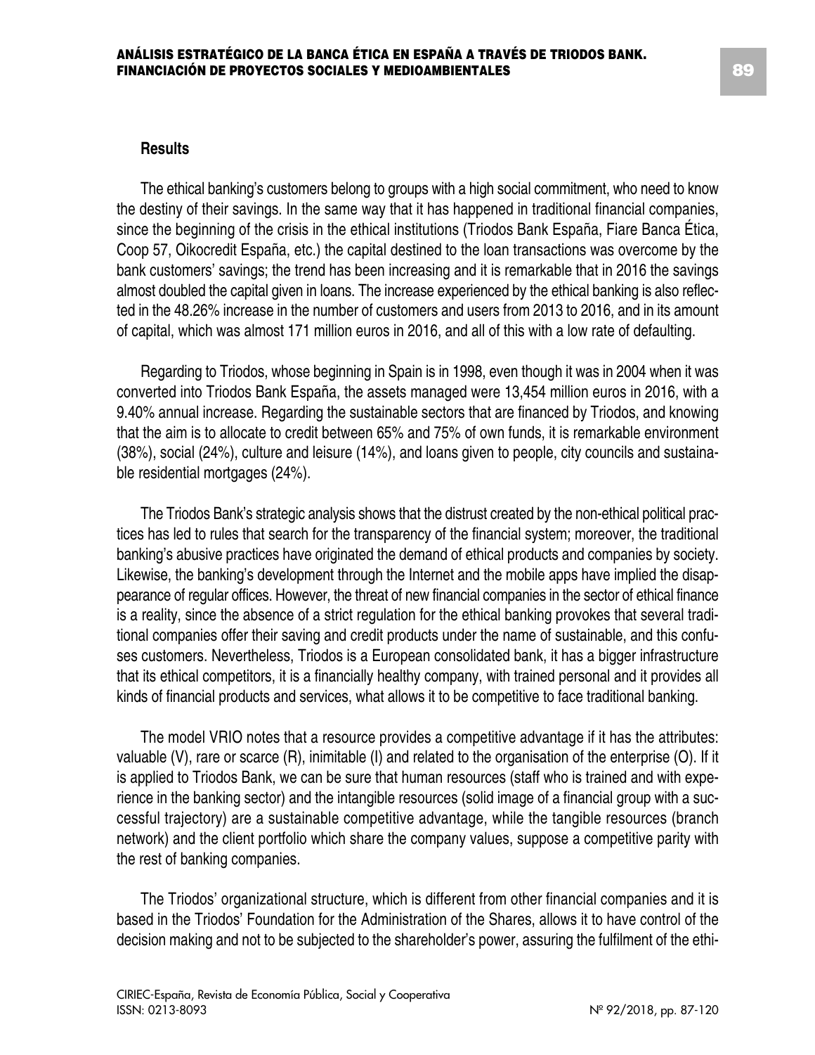## Results

The ethical banking's customers belong to groups with a high social commitment, who need to know the destiny of their savings. In the same way that it has happened in traditional financial companies, since the beginning of the crisis in the ethical institutions (Triodos Bank España, Fiare Banca Ética, Coop 57, Oikocredit España, etc.) the capital destined to the loan transactions was overcome by the bank customers' savings; the trend has been increasing and it is remarkable that in 2016 the savings almost doubled the capital given in loans. The increase experienced by the ethical banking is also reflected in the 48.26% increase in the number of customers and users from 2013 to 2016, and in its amount of capital, which was almost 171 million euros in 2016, and all of this with a low rate of defaulting.

Regarding to Triodos, whose beginning in Spain is in 1998, even though it was in 2004 when it was converted into Triodos Bank España, the assets managed were 13,454 million euros in 2016, with a 9.40% annual increase. Regarding the sustainable sectors that are financed by Triodos, and knowing that the aim is to allocate to credit between 65% and 75% of own funds, it is remarkable environment (38%), social (24%), culture and leisure (14%), and loans given to people, city councils and sustainable residential mortgages (24%).

The Triodos Bank's strategic analysis shows that the distrust created by the non-ethical political practices has led to rules that search for the transparency of the financial system; moreover, the traditional banking's abusive practices have originated the demand of ethical products and companies by society. Likewise, the banking's development through the Internet and the mobile apps have implied the disappearance of regular offices. However, the threat of new financial companies in the sector of ethical finance is a reality, since the absence of a strict regulation for the ethical banking provokes that several traditional companies offer their saving and credit products under the name of sustainable, and this confuses customers. Nevertheless, Triodos is a European consolidated bank, it has a bigger infrastructure that its ethical competitors, it is a financially healthy company, with trained personal and it provides all kinds of financial products and services, what allows it to be competitive to face traditional banking.

The model VRIO notes that a resource provides a competitive advantage if it has the attributes: valuable (V), rare or scarce (R), inimitable (I) and related to the organisation of the enterprise (O). If it is applied to Triodos Bank, we can be sure that human resources (staff who is trained and with experience in the banking sector) and the intangible resources (solid image of a financial group with a successful trajectory) are a sustainable competitive advantage, while the tangible resources (branch network) and the client portfolio which share the company values, suppose a competitive parity with the rest of banking companies.

The Triodos' organizational structure, which is different from other financial companies and it is based in the Triodos' Foundation for the Administration of the Shares, allows it to have control of the decision making and not to be subjected to the shareholder's power, assuring the fulfilment of the ethi-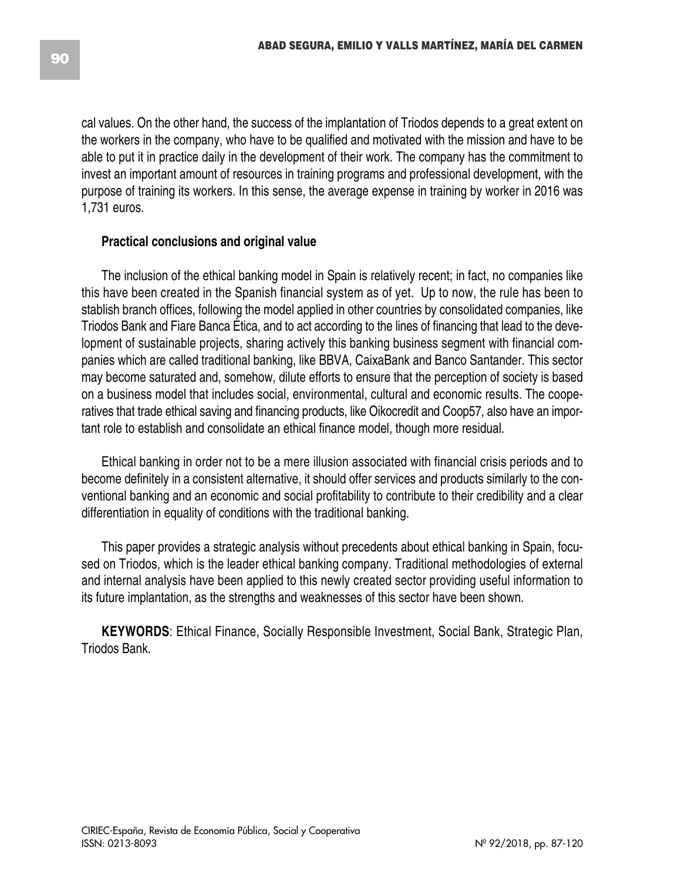cal values. On the other hand, the success of the implantation of Triodos depends to a great extent on the workers in the company, who have to be qualified and motivated with the mission and have to be able to put it in practice daily in the development of their work. The company has the commitment to invest an important amount of resources in training programs and professional development, with the purpose of training its workers. In this sense, the average expense in training by worker in 2016 was 1,731 euros.

### Practical conclusions and original value

The inclusion of the ethical banking model in Spain is relatively recent; in fact, no companies like this have been created in the Spanish financial system as of yet. Up to now, the rule has been to stablish branch offices, following the model applied in other countries by consolidated companies, like Triodos Bank and Fiare Banca Ética, and to act according to the lines of financing that lead to the development of sustainable projects, sharing actively this banking business segment with financial companies which are called traditional banking, like BBVA, CaixaBank and Banco Santander. This sector may become saturated and, somehow, dilute efforts to ensure that the perception of society is based on a business model that includes social, environmental, cultural and economic results. The cooperatives that trade ethical saving and financing products, like Oikocredit and Coop57, also have an important role to establish and consolidate an ethical finance model, though more residual.

Ethical banking in order not to be a mere illusion associated with financial crisis periods and to become definitely in a consistent alternative, it should offer services and products similarly to the conventional banking and an economic and social profitability to contribute to their credibility and a clear differentiation in equality of conditions with the traditional banking.

This paper provides a strategic analysis without precedents about ethical banking in Spain, focused on Triodos, which is the leader ethical banking company. Traditional methodologies of external and internal analysis have been applied to this newly created sector providing useful information to its future implantation, as the strengths and weaknesses of this sector have been shown.

**KEYWORDS**: Ethical Finance, Socially Responsible Investment, Social Bank, Strategic Plan, Triodos Bank.